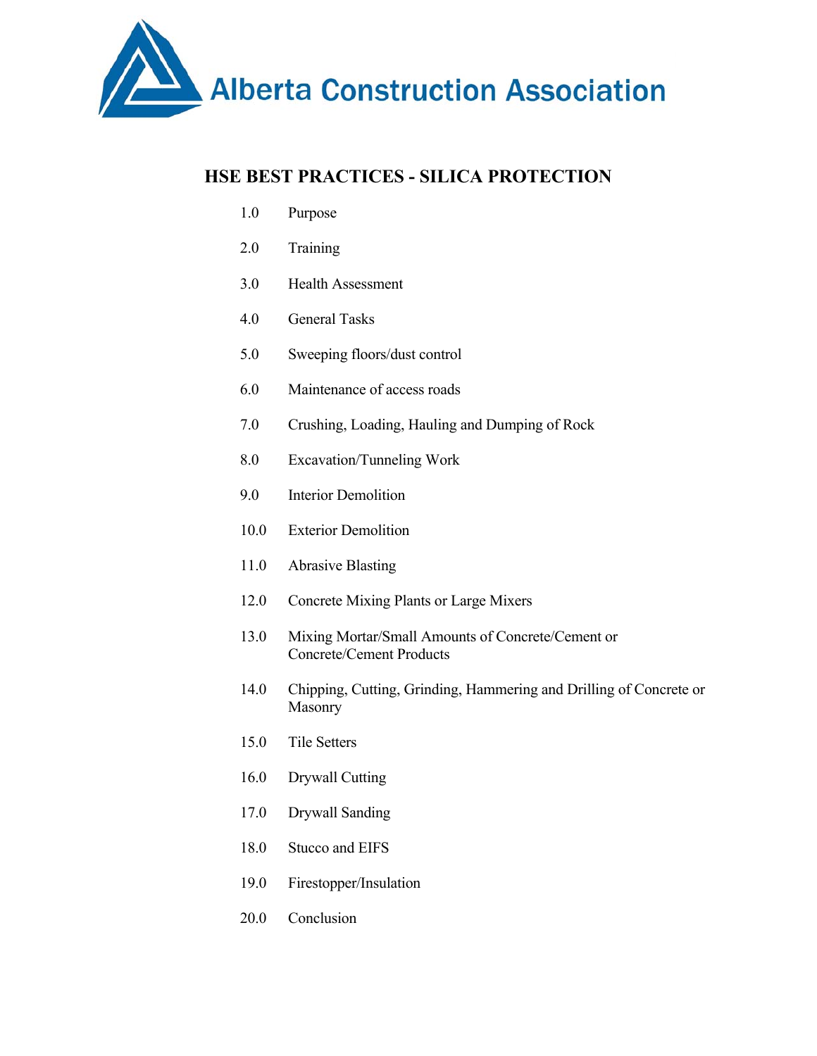Alberta Construction Association

# HSE BEST PRACTICES - SILICA PROTECTION

1.0 Purpose

2.0 Training

3.0 Health Assessment

4.0 General Tasks

5.0 Sweeping floors/dust control

6.0 Maintenance of access roads

7.0 Crushing, Loading, Hauling and Dumping of Rock

8.0 Excavation/Tunneling Work

9.0 Interior Demolition

10.0 Exterior Demolition

11.0 Abrasive Blasting

12.0 Concrete Mixing Plants or Large Mixers

13.0 Mixing Mortar/Small Amounts of Concrete/Cement or Concrete/Cement Products

14.0 Chipping, Cutting, Grinding, Hammering and Drilling of Concrete or Masonry

15.0 Tile Setters

16.0 Drywall Cutting

17.0 Drywall Sanding

18.0 Stucco and EIFS

19.0 Firestopper/Insulation

20.0 Conclusion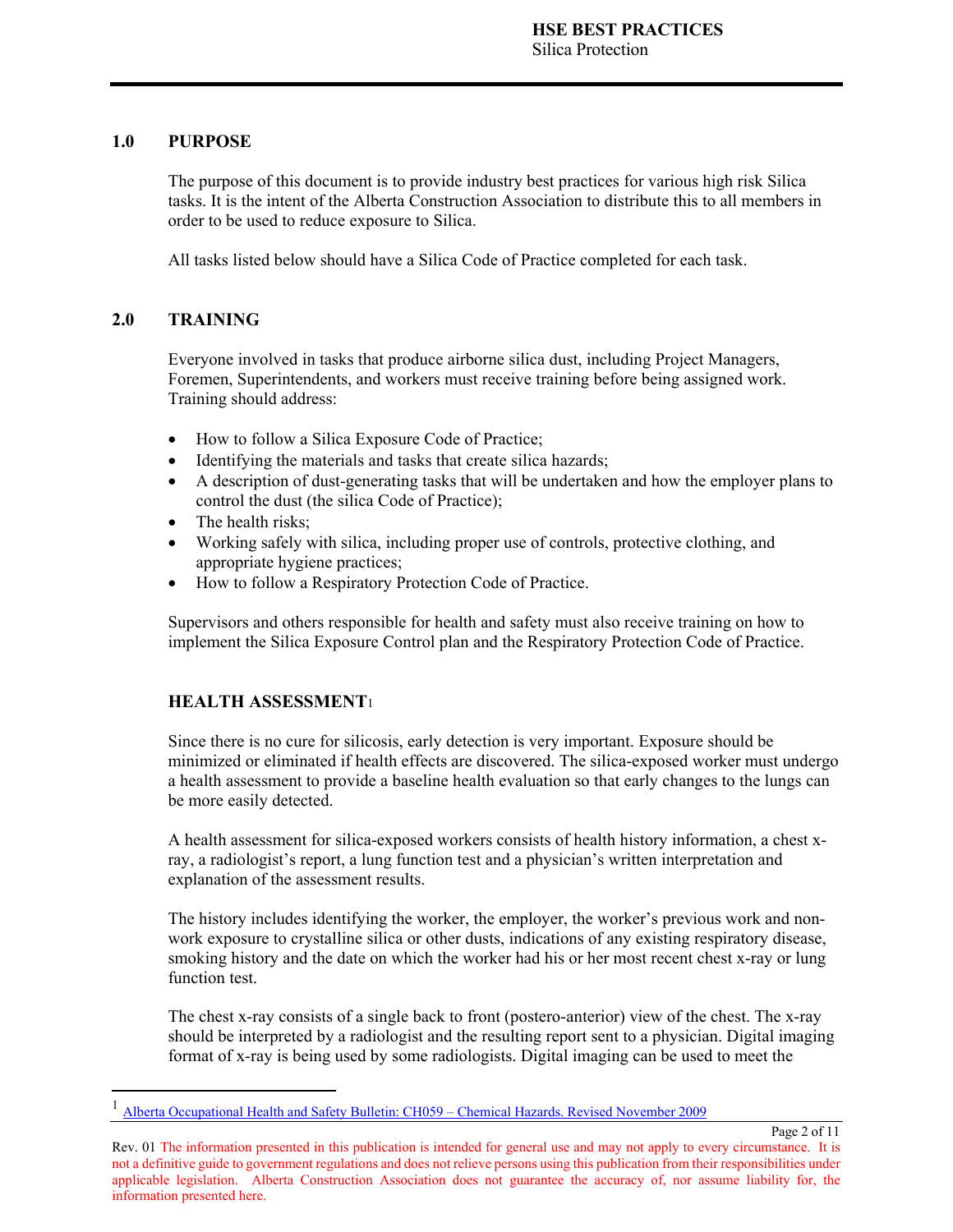## 1.0 PURPOSE

The purpose of this document is to provide industry best practices for various high risk Silica tasks. It is the intent of the Alberta Construction Association to distribute this to all members in order to be used to reduce exposure to Silica.

All tasks listed below should have a Silica Code of Practice completed for each task.

## 2.0 TRAINING

Everyone involved in tasks that produce airborne silica dust, including Project Managers, Foremen, Superintendents, and workers must receive training before being assigned work. Training should address:

- How to follow a Silica Exposure Code of Practice;
- Identifying the materials and tasks that create silica hazards;
- A description of dust-generating tasks that will be undertaken and how the employer plans to control the dust (the silica Code of Practice);
- The health risks;
- Working safely with silica, including proper use of controls, protective clothing, and appropriate hygiene practices;
- How to follow a Respiratory Protection Code of Practice.

Supervisors and others responsible for health and safety must also receive training on how to implement the Silica Exposure Control plan and the Respiratory Protection Code of Practice.

### HEALTH ASSESSMENT[1]

Since there is no cure for silicosis, early detection is very important. Exposure should be minimized or eliminated if health effects are discovered. The silica-exposed worker must undergo a health assessment to provide a baseline health evaluation so that early changes to the lungs can be more easily detected.

A health assessment for silica-exposed workers consists of health history information, a chest x-ray, a radiologist's report, a lung function test and a physician's written interpretation and explanation of the assessment results.

The history includes identifying the worker, the employer, the worker's previous work and non-work exposure to crystalline silica or other dusts, indications of any existing respiratory disease, smoking history and the date on which the worker had his or her most recent chest x-ray or lung function test.

The chest x-ray consists of a single back to front (postero-anterior) view of the chest. The x-ray should be interpreted by a radiologist and the resulting report sent to a physician. Digital imaging format of x-ray is being used by some radiologists. Digital imaging can be used to meet the

---

[1] Alberta Occupational Health and Safety Bulletin: CH059 – Chemical Hazards. Revised November 2009

Rev. 01 The information presented in this publication is intended for general use and may not apply to every circumstance. It is not a definitive guide to government regulations and does not relieve persons using this publication from their responsibilities under applicable legislation. Alberta Construction Association does not guarantee the accuracy of, nor assume liability for, the information presented here.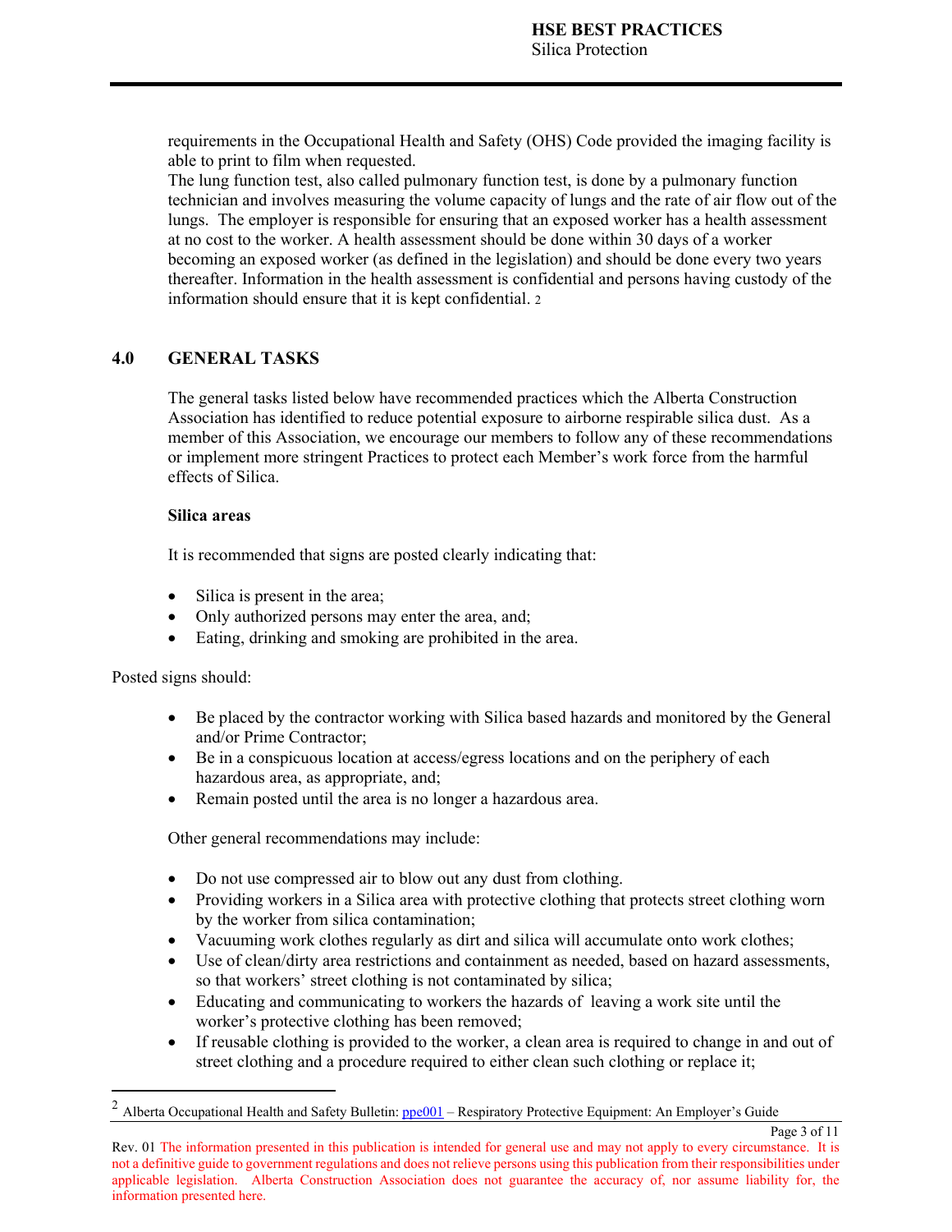requirements in the Occupational Health and Safety (OHS) Code provided the imaging facility is able to print to film when requested.
The lung function test, also called pulmonary function test, is done by a pulmonary function technician and involves measuring the volume capacity of lungs and the rate of air flow out of the lungs. The employer is responsible for ensuring that an exposed worker has a health assessment at no cost to the worker. A health assessment should be done within 30 days of a worker becoming an exposed worker (as defined in the legislation) and should be done every two years thereafter. Information in the health assessment is confidential and persons having custody of the information should ensure that it is kept confidential. [2]

## 4.0 GENERAL TASKS

The general tasks listed below have recommended practices which the Alberta Construction Association has identified to reduce potential exposure to airborne respirable silica dust. As a member of this Association, we encourage our members to follow any of these recommendations or implement more stringent Practices to protect each Member's work force from the harmful effects of Silica.

**Silica areas**

It is recommended that signs are posted clearly indicating that:

- Silica is present in the area;
- Only authorized persons may enter the area, and;
- Eating, drinking and smoking are prohibited in the area.

Posted signs should:

- Be placed by the contractor working with Silica based hazards and monitored by the General and/or Prime Contractor;
- Be in a conspicuous location at access/egress locations and on the periphery of each hazardous area, as appropriate, and;
- Remain posted until the area is no longer a hazardous area.

Other general recommendations may include:

- Do not use compressed air to blow out any dust from clothing.
- Providing workers in a Silica area with protective clothing that protects street clothing worn by the worker from silica contamination;
- Vacuuming work clothes regularly as dirt and silica will accumulate onto work clothes;
- Use of clean/dirty area restrictions and containment as needed, based on hazard assessments, so that workers' street clothing is not contaminated by silica;
- Educating and communicating to workers the hazards of leaving a work site until the worker's protective clothing has been removed;
- If reusable clothing is provided to the worker, a clean area is required to change in and out of street clothing and a procedure required to either clean such clothing or replace it;

[2] Alberta Occupational Health and Safety Bulletin: ppe001 – Respiratory Protective Equipment: An Employer's Guide

Rev. 01 The information presented in this publication is intended for general use and may not apply to every circumstance. It is not a definitive guide to government regulations and does not relieve persons using this publication from their responsibilities under applicable legislation. Alberta Construction Association does not guarantee the accuracy of, nor assume liability for, the information presented here.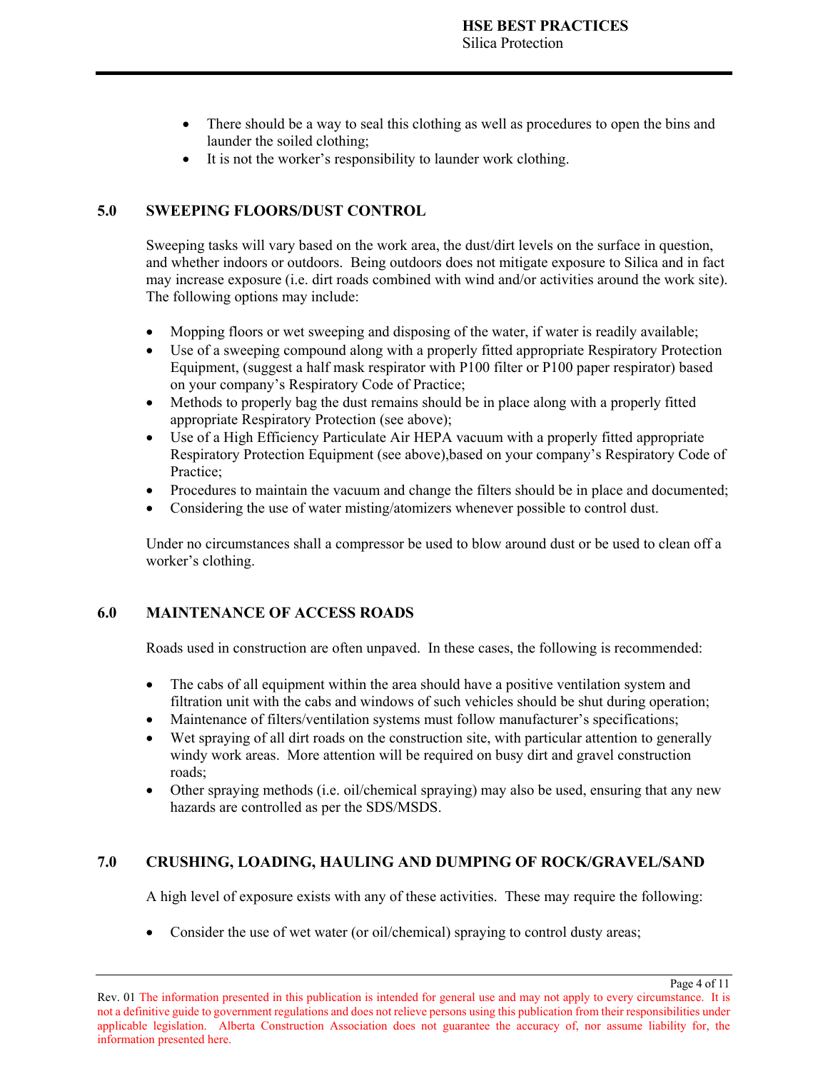- There should be a way to seal this clothing as well as procedures to open the bins and launder the soiled clothing;
- It is not the worker's responsibility to launder work clothing.

## 5.0 SWEEPING FLOORS/DUST CONTROL

Sweeping tasks will vary based on the work area, the dust/dirt levels on the surface in question, and whether indoors or outdoors. Being outdoors does not mitigate exposure to Silica and in fact may increase exposure (i.e. dirt roads combined with wind and/or activities around the work site). The following options may include:

- Mopping floors or wet sweeping and disposing of the water, if water is readily available;
- Use of a sweeping compound along with a properly fitted appropriate Respiratory Protection Equipment, (suggest a half mask respirator with P100 filter or P100 paper respirator) based on your company's Respiratory Code of Practice;
- Methods to properly bag the dust remains should be in place along with a properly fitted appropriate Respiratory Protection (see above);
- Use of a High Efficiency Particulate Air HEPA vacuum with a properly fitted appropriate Respiratory Protection Equipment (see above),based on your company's Respiratory Code of Practice;
- Procedures to maintain the vacuum and change the filters should be in place and documented;
- Considering the use of water misting/atomizers whenever possible to control dust.

Under no circumstances shall a compressor be used to blow around dust or be used to clean off a worker's clothing.

## 6.0 MAINTENANCE OF ACCESS ROADS

Roads used in construction are often unpaved. In these cases, the following is recommended:

- The cabs of all equipment within the area should have a positive ventilation system and filtration unit with the cabs and windows of such vehicles should be shut during operation;
- Maintenance of filters/ventilation systems must follow manufacturer's specifications;
- Wet spraying of all dirt roads on the construction site, with particular attention to generally windy work areas. More attention will be required on busy dirt and gravel construction roads;
- Other spraying methods (i.e. oil/chemical spraying) may also be used, ensuring that any new hazards are controlled as per the SDS/MSDS.

## 7.0 CRUSHING, LOADING, HAULING AND DUMPING OF ROCK/GRAVEL/SAND

A high level of exposure exists with any of these activities. These may require the following:

- Consider the use of wet water (or oil/chemical) spraying to control dusty areas;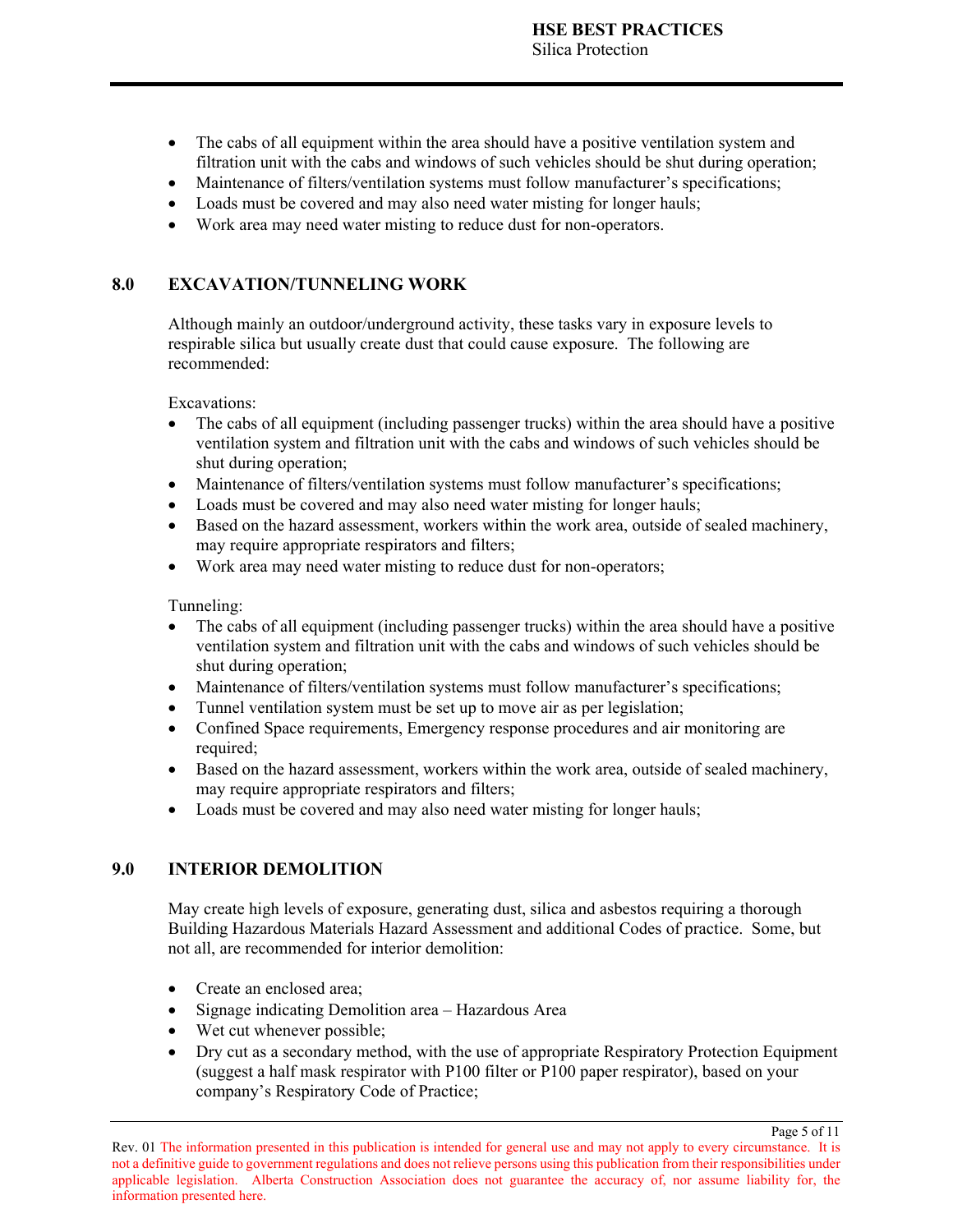- The cabs of all equipment within the area should have a positive ventilation system and filtration unit with the cabs and windows of such vehicles should be shut during operation;
- Maintenance of filters/ventilation systems must follow manufacturer's specifications;
- Loads must be covered and may also need water misting for longer hauls;
- Work area may need water misting to reduce dust for non-operators.

## 8.0 EXCAVATION/TUNNELING WORK

Although mainly an outdoor/underground activity, these tasks vary in exposure levels to respirable silica but usually create dust that could cause exposure. The following are recommended:

Excavations:

- The cabs of all equipment (including passenger trucks) within the area should have a positive ventilation system and filtration unit with the cabs and windows of such vehicles should be shut during operation;
- Maintenance of filters/ventilation systems must follow manufacturer's specifications;
- Loads must be covered and may also need water misting for longer hauls;
- Based on the hazard assessment, workers within the work area, outside of sealed machinery, may require appropriate respirators and filters;
- Work area may need water misting to reduce dust for non-operators;

Tunneling:

- The cabs of all equipment (including passenger trucks) within the area should have a positive ventilation system and filtration unit with the cabs and windows of such vehicles should be shut during operation;
- Maintenance of filters/ventilation systems must follow manufacturer's specifications;
- Tunnel ventilation system must be set up to move air as per legislation;
- Confined Space requirements, Emergency response procedures and air monitoring are required;
- Based on the hazard assessment, workers within the work area, outside of sealed machinery, may require appropriate respirators and filters;
- Loads must be covered and may also need water misting for longer hauls;

## 9.0 INTERIOR DEMOLITION

May create high levels of exposure, generating dust, silica and asbestos requiring a thorough Building Hazardous Materials Hazard Assessment and additional Codes of practice. Some, but not all, are recommended for interior demolition:

- Create an enclosed area;
- Signage indicating Demolition area – Hazardous Area
- Wet cut whenever possible;
- Dry cut as a secondary method, with the use of appropriate Respiratory Protection Equipment (suggest a half mask respirator with P100 filter or P100 paper respirator), based on your company's Respiratory Code of Practice;

Rev. 01 The information presented in this publication is intended for general use and may not apply to every circumstance. It is not a definitive guide to government regulations and does not relieve persons using this publication from their responsibilities under applicable legislation. Alberta Construction Association does not guarantee the accuracy of, nor assume liability for, the information presented here.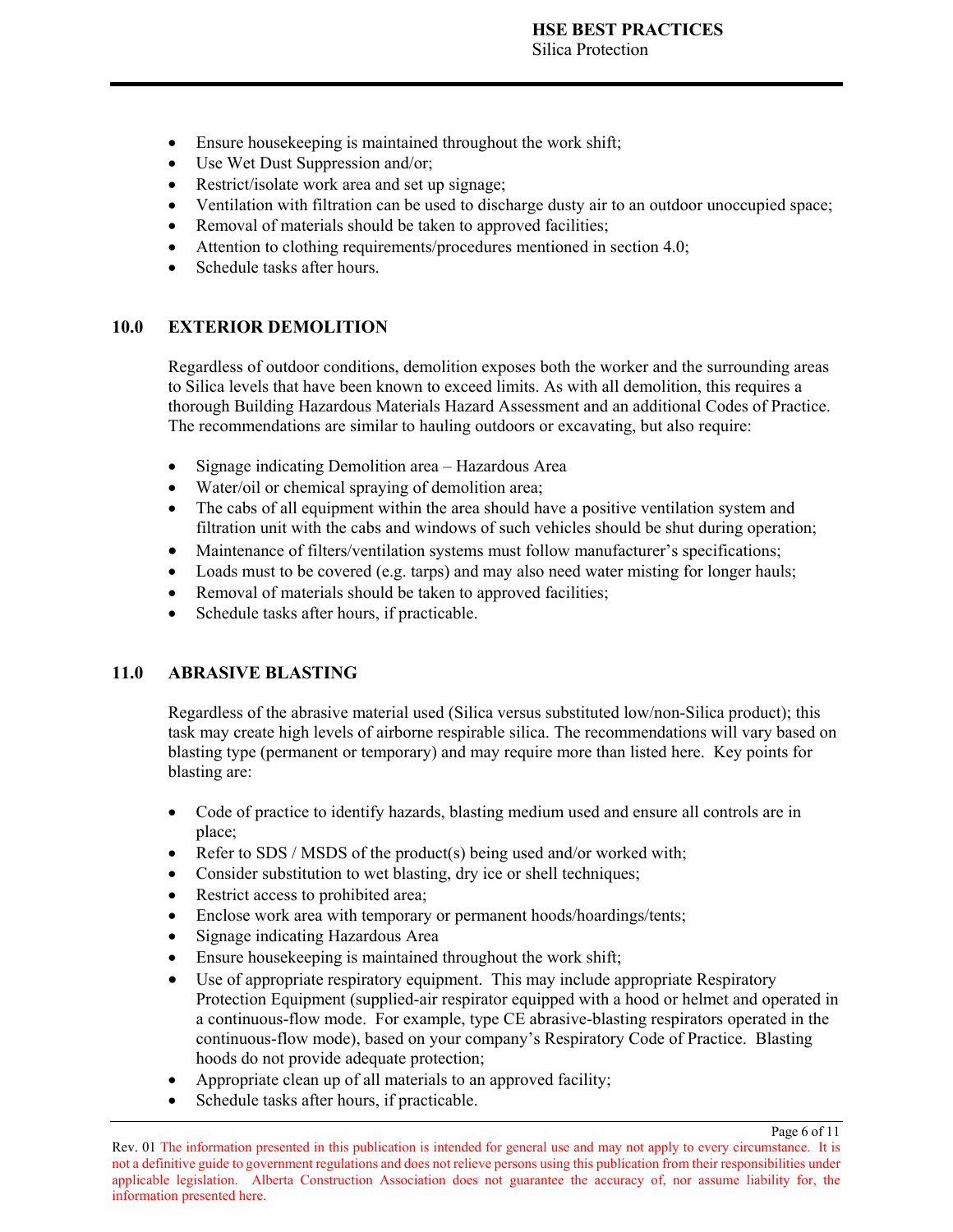- Ensure housekeeping is maintained throughout the work shift;
- Use Wet Dust Suppression and/or;
- Restrict/isolate work area and set up signage;
- Ventilation with filtration can be used to discharge dusty air to an outdoor unoccupied space;
- Removal of materials should be taken to approved facilities;
- Attention to clothing requirements/procedures mentioned in section 4.0;
- Schedule tasks after hours.

## 10.0 EXTERIOR DEMOLITION

Regardless of outdoor conditions, demolition exposes both the worker and the surrounding areas to Silica levels that have been known to exceed limits. As with all demolition, this requires a thorough Building Hazardous Materials Hazard Assessment and an additional Codes of Practice. The recommendations are similar to hauling outdoors or excavating, but also require:

- Signage indicating Demolition area – Hazardous Area
- Water/oil or chemical spraying of demolition area;
- The cabs of all equipment within the area should have a positive ventilation system and filtration unit with the cabs and windows of such vehicles should be shut during operation;
- Maintenance of filters/ventilation systems must follow manufacturer's specifications;
- Loads must to be covered (e.g. tarps) and may also need water misting for longer hauls;
- Removal of materials should be taken to approved facilities;
- Schedule tasks after hours, if practicable.

## 11.0 ABRASIVE BLASTING

Regardless of the abrasive material used (Silica versus substituted low/non-Silica product); this task may create high levels of airborne respirable silica. The recommendations will vary based on blasting type (permanent or temporary) and may require more than listed here. Key points for blasting are:

- Code of practice to identify hazards, blasting medium used and ensure all controls are in place;
- Refer to SDS / MSDS of the product(s) being used and/or worked with;
- Consider substitution to wet blasting, dry ice or shell techniques;
- Restrict access to prohibited area;
- Enclose work area with temporary or permanent hoods/hoardings/tents;
- Signage indicating Hazardous Area
- Ensure housekeeping is maintained throughout the work shift;
- Use of appropriate respiratory equipment. This may include appropriate Respiratory Protection Equipment (supplied-air respirator equipped with a hood or helmet and operated in a continuous-flow mode. For example, type CE abrasive-blasting respirators operated in the continuous-flow mode), based on your company's Respiratory Code of Practice. Blasting hoods do not provide adequate protection;
- Appropriate clean up of all materials to an approved facility;
- Schedule tasks after hours, if practicable.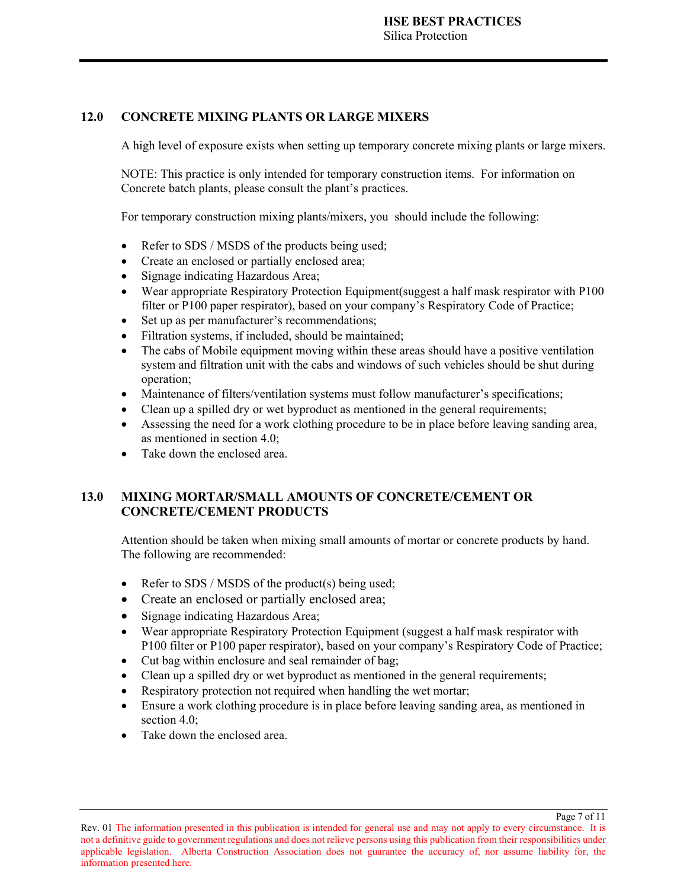## 12.0 CONCRETE MIXING PLANTS OR LARGE MIXERS

A high level of exposure exists when setting up temporary concrete mixing plants or large mixers.

NOTE: This practice is only intended for temporary construction items. For information on Concrete batch plants, please consult the plant's practices.

For temporary construction mixing plants/mixers, you should include the following:

- Refer to SDS / MSDS of the products being used;
- Create an enclosed or partially enclosed area;
- Signage indicating Hazardous Area;
- Wear appropriate Respiratory Protection Equipment(suggest a half mask respirator with P100 filter or P100 paper respirator), based on your company's Respiratory Code of Practice;
- Set up as per manufacturer's recommendations;
- Filtration systems, if included, should be maintained;
- The cabs of Mobile equipment moving within these areas should have a positive ventilation system and filtration unit with the cabs and windows of such vehicles should be shut during operation;
- Maintenance of filters/ventilation systems must follow manufacturer's specifications;
- Clean up a spilled dry or wet byproduct as mentioned in the general requirements;
- Assessing the need for a work clothing procedure to be in place before leaving sanding area, as mentioned in section 4.0;
- Take down the enclosed area.

## 13.0 MIXING MORTAR/SMALL AMOUNTS OF CONCRETE/CEMENT OR CONCRETE/CEMENT PRODUCTS

Attention should be taken when mixing small amounts of mortar or concrete products by hand. The following are recommended:

- Refer to SDS / MSDS of the product(s) being used;
- Create an enclosed or partially enclosed area;
- Signage indicating Hazardous Area;
- Wear appropriate Respiratory Protection Equipment (suggest a half mask respirator with P100 filter or P100 paper respirator), based on your company's Respiratory Code of Practice;
- Cut bag within enclosure and seal remainder of bag;
- Clean up a spilled dry or wet byproduct as mentioned in the general requirements;
- Respiratory protection not required when handling the wet mortar;
- Ensure a work clothing procedure is in place before leaving sanding area, as mentioned in section 4.0;
- Take down the enclosed area.

Rev. 01 The information presented in this publication is intended for general use and may not apply to every circumstance. It is not a definitive guide to government regulations and does not relieve persons using this publication from their responsibilities under applicable legislation. Alberta Construction Association does not guarantee the accuracy of, nor assume liability for, the information presented here.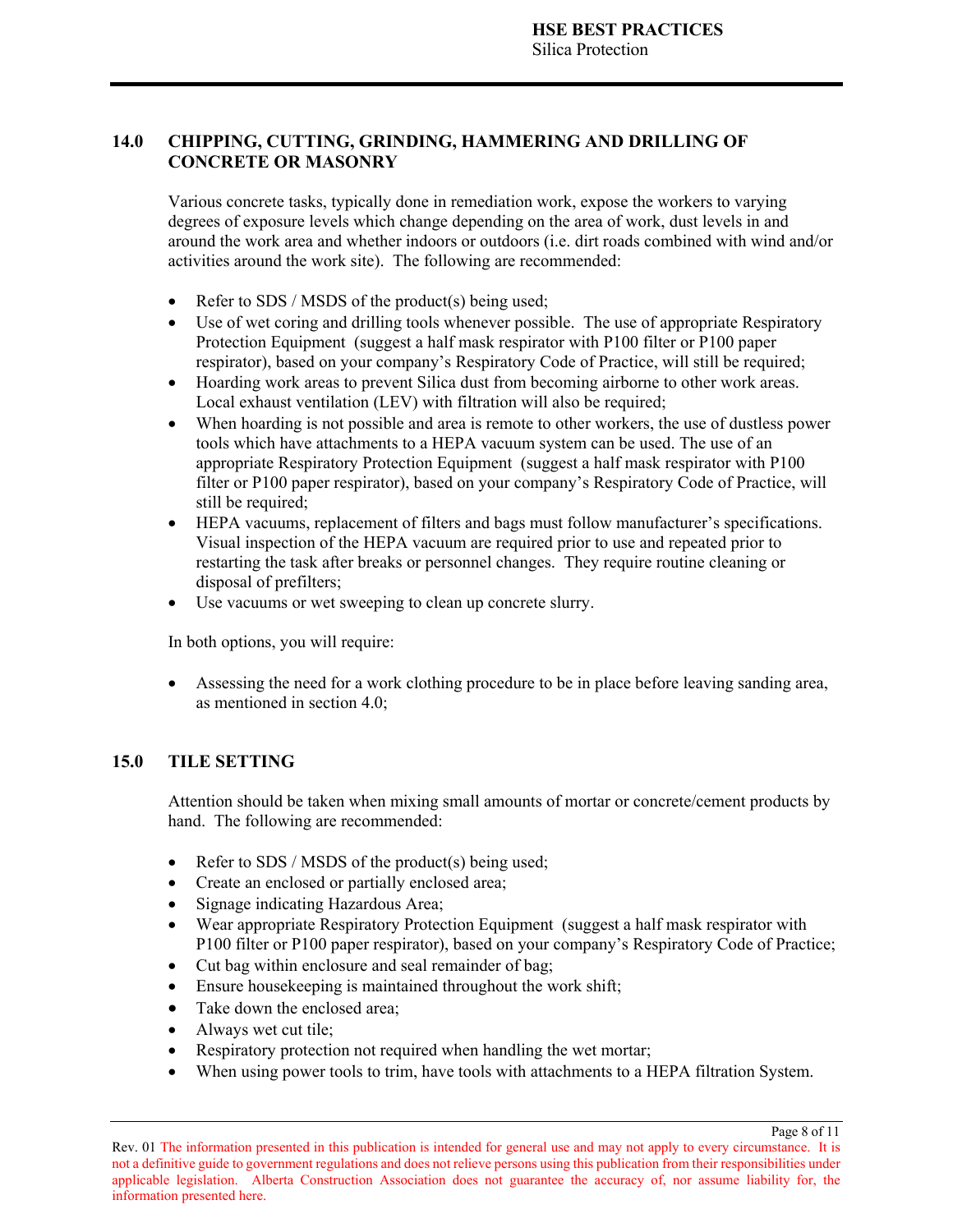## 14.0 CHIPPING, CUTTING, GRINDING, HAMMERING AND DRILLING OF CONCRETE OR MASONRY

Various concrete tasks, typically done in remediation work, expose the workers to varying degrees of exposure levels which change depending on the area of work, dust levels in and around the work area and whether indoors or outdoors (i.e. dirt roads combined with wind and/or activities around the work site). The following are recommended:

- Refer to SDS / MSDS of the product(s) being used;
- Use of wet coring and drilling tools whenever possible. The use of appropriate Respiratory Protection Equipment (suggest a half mask respirator with P100 filter or P100 paper respirator), based on your company's Respiratory Code of Practice, will still be required;
- Hoarding work areas to prevent Silica dust from becoming airborne to other work areas. Local exhaust ventilation (LEV) with filtration will also be required;
- When hoarding is not possible and area is remote to other workers, the use of dustless power tools which have attachments to a HEPA vacuum system can be used. The use of an appropriate Respiratory Protection Equipment (suggest a half mask respirator with P100 filter or P100 paper respirator), based on your company's Respiratory Code of Practice, will still be required;
- HEPA vacuums, replacement of filters and bags must follow manufacturer's specifications. Visual inspection of the HEPA vacuum are required prior to use and repeated prior to restarting the task after breaks or personnel changes. They require routine cleaning or disposal of prefilters;
- Use vacuums or wet sweeping to clean up concrete slurry.

In both options, you will require:

- Assessing the need for a work clothing procedure to be in place before leaving sanding area, as mentioned in section 4.0;

## 15.0 TILE SETTING

Attention should be taken when mixing small amounts of mortar or concrete/cement products by hand. The following are recommended:

- Refer to SDS / MSDS of the product(s) being used;
- Create an enclosed or partially enclosed area;
- Signage indicating Hazardous Area;
- Wear appropriate Respiratory Protection Equipment (suggest a half mask respirator with P100 filter or P100 paper respirator), based on your company's Respiratory Code of Practice;
- Cut bag within enclosure and seal remainder of bag;
- Ensure housekeeping is maintained throughout the work shift;
- Take down the enclosed area;
- Always wet cut tile;
- Respiratory protection not required when handling the wet mortar;
- When using power tools to trim, have tools with attachments to a HEPA filtration System.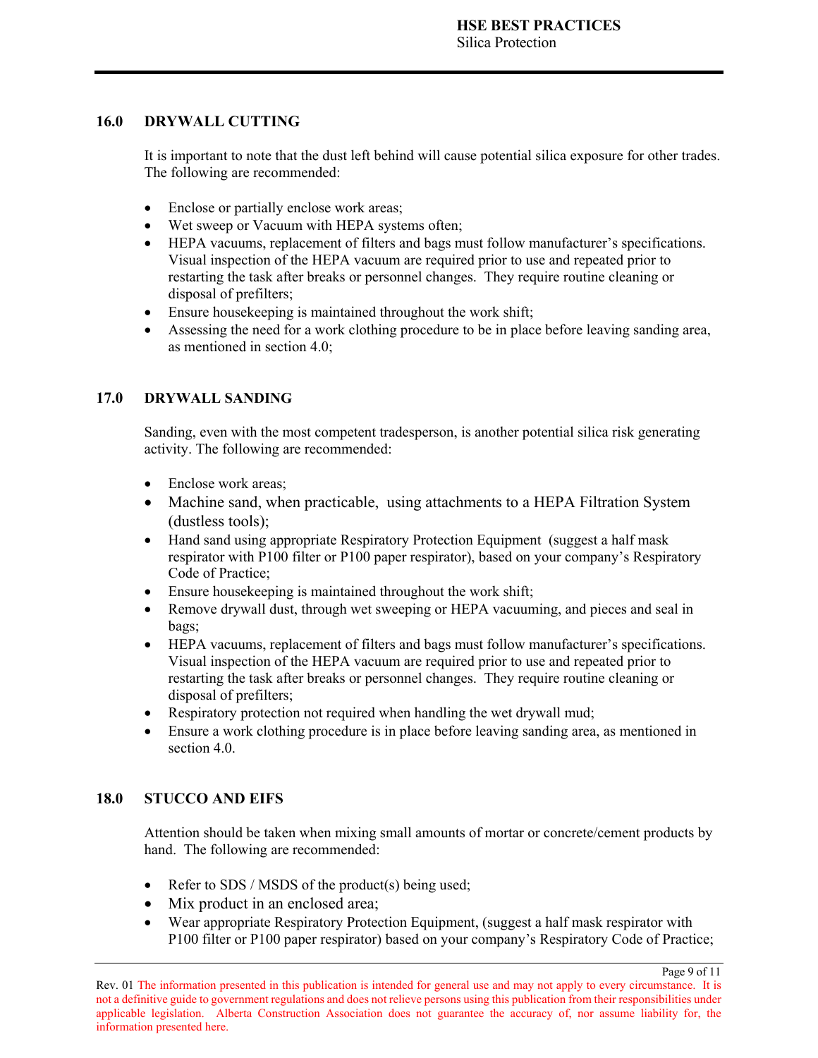## 16.0 DRYWALL CUTTING

It is important to note that the dust left behind will cause potential silica exposure for other trades. The following are recommended:

- Enclose or partially enclose work areas;
- Wet sweep or Vacuum with HEPA systems often;
- HEPA vacuums, replacement of filters and bags must follow manufacturer's specifications. Visual inspection of the HEPA vacuum are required prior to use and repeated prior to restarting the task after breaks or personnel changes. They require routine cleaning or disposal of prefilters;
- Ensure housekeeping is maintained throughout the work shift;
- Assessing the need for a work clothing procedure to be in place before leaving sanding area, as mentioned in section 4.0;

## 17.0 DRYWALL SANDING

Sanding, even with the most competent tradesperson, is another potential silica risk generating activity. The following are recommended:

- Enclose work areas;
- Machine sand, when practicable, using attachments to a HEPA Filtration System (dustless tools);
- Hand sand using appropriate Respiratory Protection Equipment (suggest a half mask respirator with P100 filter or P100 paper respirator), based on your company's Respiratory Code of Practice;
- Ensure housekeeping is maintained throughout the work shift;
- Remove drywall dust, through wet sweeping or HEPA vacuuming, and pieces and seal in bags;
- HEPA vacuums, replacement of filters and bags must follow manufacturer's specifications. Visual inspection of the HEPA vacuum are required prior to use and repeated prior to restarting the task after breaks or personnel changes. They require routine cleaning or disposal of prefilters;
- Respiratory protection not required when handling the wet drywall mud;
- Ensure a work clothing procedure is in place before leaving sanding area, as mentioned in section 4.0.

## 18.0 STUCCO AND EIFS

Attention should be taken when mixing small amounts of mortar or concrete/cement products by hand. The following are recommended:

- Refer to SDS / MSDS of the product(s) being used;
- Mix product in an enclosed area;
- Wear appropriate Respiratory Protection Equipment, (suggest a half mask respirator with P100 filter or P100 paper respirator) based on your company's Respiratory Code of Practice;

Rev. 01 The information presented in this publication is intended for general use and may not apply to every circumstance. It is not a definitive guide to government regulations and does not relieve persons using this publication from their responsibilities under applicable legislation. Alberta Construction Association does not guarantee the accuracy of, nor assume liability for, the information presented here.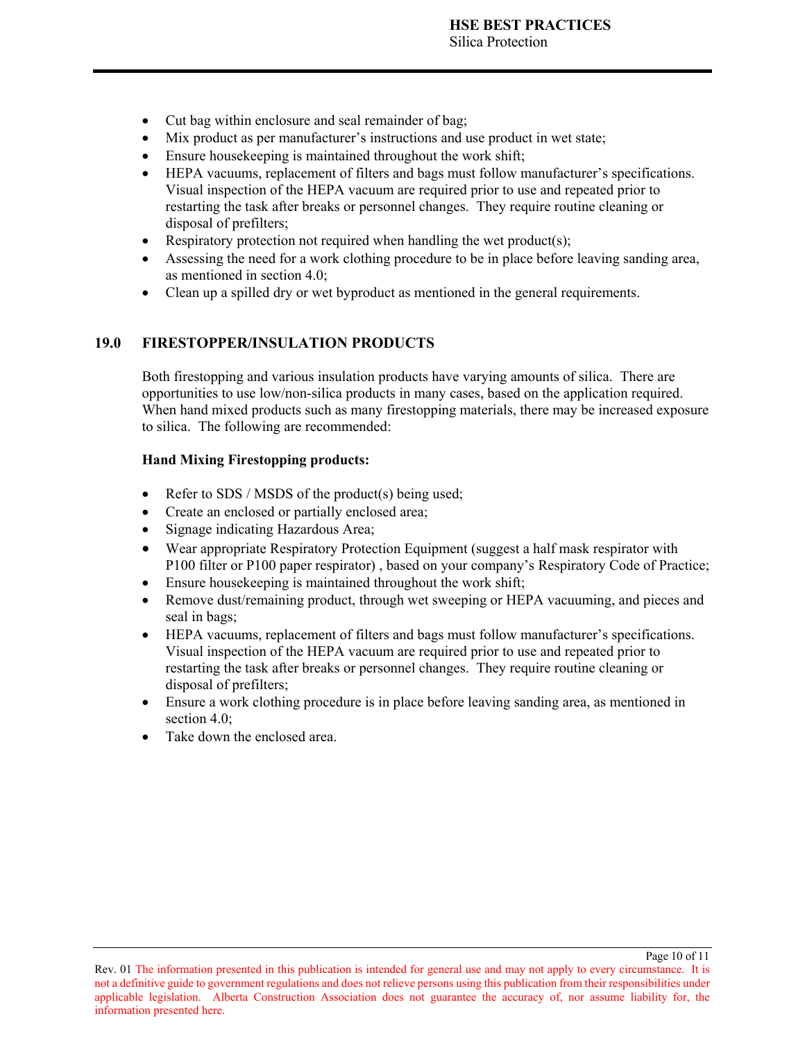- Cut bag within enclosure and seal remainder of bag;
- Mix product as per manufacturer's instructions and use product in wet state;
- Ensure housekeeping is maintained throughout the work shift;
- HEPA vacuums, replacement of filters and bags must follow manufacturer's specifications. Visual inspection of the HEPA vacuum are required prior to use and repeated prior to restarting the task after breaks or personnel changes. They require routine cleaning or disposal of prefilters;
- Respiratory protection not required when handling the wet product(s);
- Assessing the need for a work clothing procedure to be in place before leaving sanding area, as mentioned in section 4.0;
- Clean up a spilled dry or wet byproduct as mentioned in the general requirements.

## 19.0 FIRESTOPPER/INSULATION PRODUCTS

Both firestopping and various insulation products have varying amounts of silica. There are opportunities to use low/non-silica products in many cases, based on the application required. When hand mixed products such as many firestopping materials, there may be increased exposure to silica. The following are recommended:

**Hand Mixing Firestopping products:**

- Refer to SDS / MSDS of the product(s) being used;
- Create an enclosed or partially enclosed area;
- Signage indicating Hazardous Area;
- Wear appropriate Respiratory Protection Equipment (suggest a half mask respirator with P100 filter or P100 paper respirator) , based on your company's Respiratory Code of Practice;
- Ensure housekeeping is maintained throughout the work shift;
- Remove dust/remaining product, through wet sweeping or HEPA vacuuming, and pieces and seal in bags;
- HEPA vacuums, replacement of filters and bags must follow manufacturer's specifications. Visual inspection of the HEPA vacuum are required prior to use and repeated prior to restarting the task after breaks or personnel changes. They require routine cleaning or disposal of prefilters;
- Ensure a work clothing procedure is in place before leaving sanding area, as mentioned in section 4.0;
- Take down the enclosed area.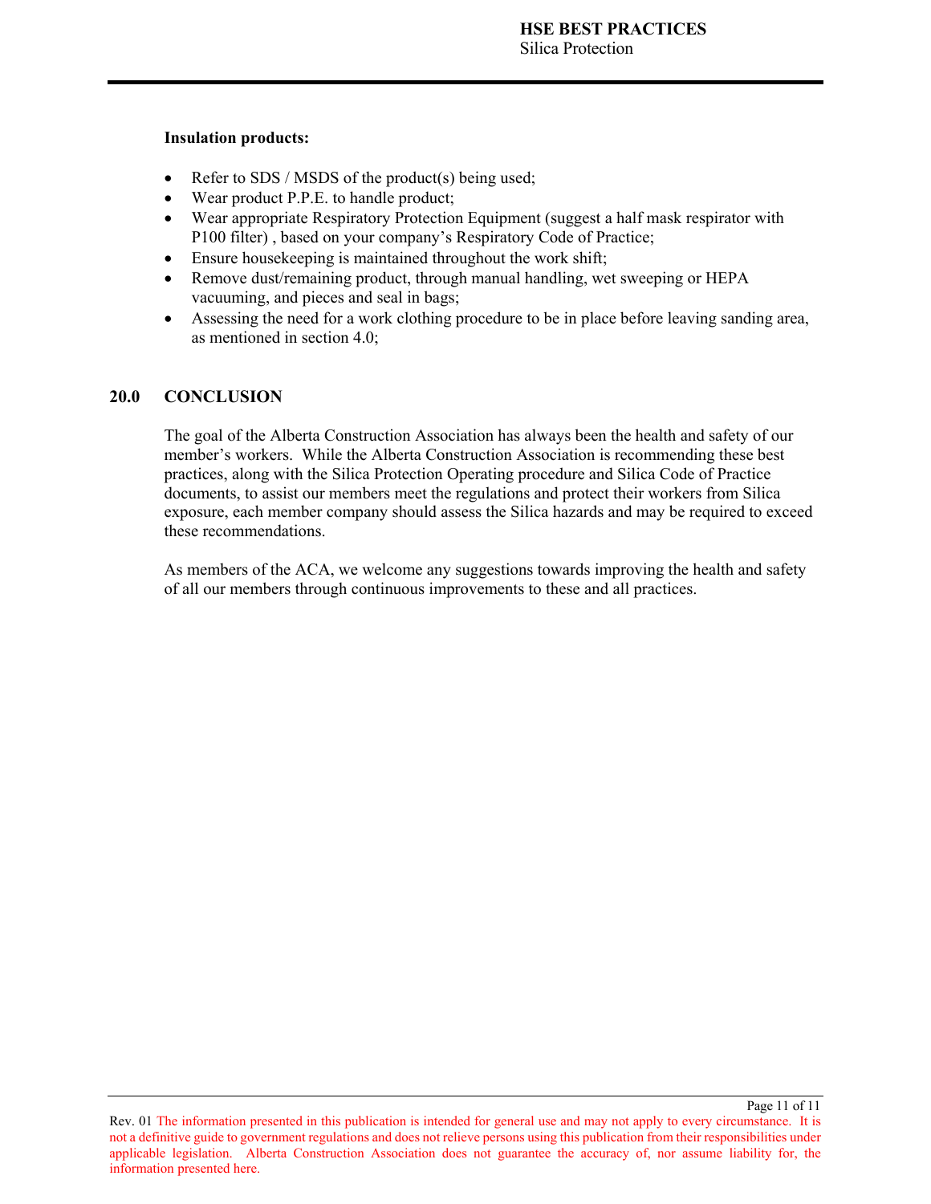**Insulation products:**

- Refer to SDS / MSDS of the product(s) being used;
- Wear product P.P.E. to handle product;
- Wear appropriate Respiratory Protection Equipment (suggest a half mask respirator with P100 filter) , based on your company's Respiratory Code of Practice;
- Ensure housekeeping is maintained throughout the work shift;
- Remove dust/remaining product, through manual handling, wet sweeping or HEPA vacuuming, and pieces and seal in bags;
- Assessing the need for a work clothing procedure to be in place before leaving sanding area, as mentioned in section 4.0;

## 20.0 CONCLUSION

The goal of the Alberta Construction Association has always been the health and safety of our member's workers. While the Alberta Construction Association is recommending these best practices, along with the Silica Protection Operating procedure and Silica Code of Practice documents, to assist our members meet the regulations and protect their workers from Silica exposure, each member company should assess the Silica hazards and may be required to exceed these recommendations.

As members of the ACA, we welcome any suggestions towards improving the health and safety of all our members through continuous improvements to these and all practices.

Rev. 01 The information presented in this publication is intended for general use and may not apply to every circumstance. It is not a definitive guide to government regulations and does not relieve persons using this publication from their responsibilities under applicable legislation. Alberta Construction Association does not guarantee the accuracy of, nor assume liability for, the information presented here.